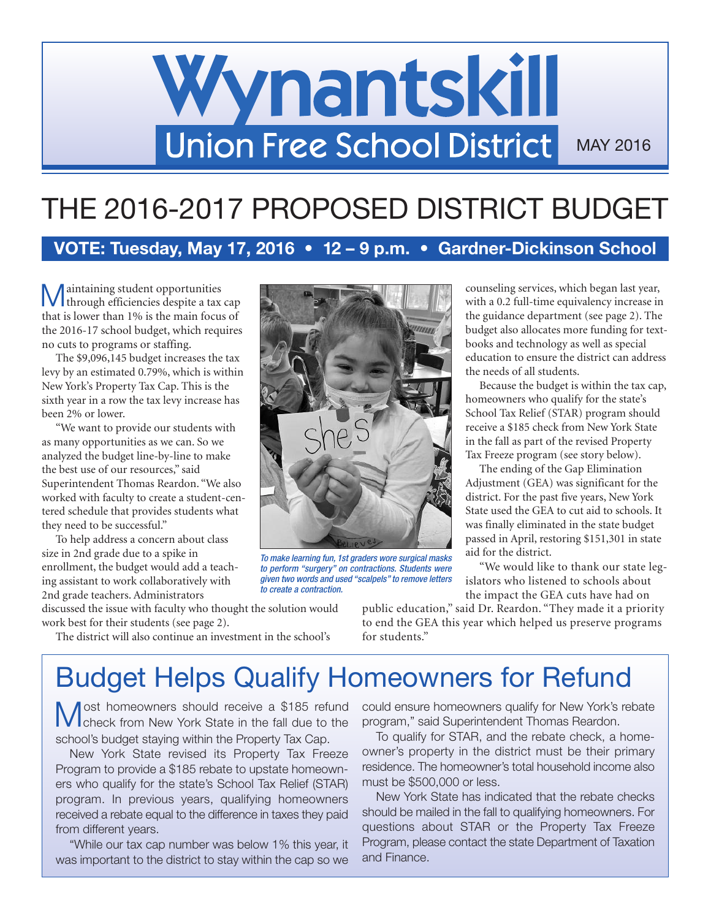# Wynantskill

## Union Free School District

MAY 2016

# THE 2016-2017 PROPOSED DISTRICT BUDGET

**VOTE: Tuesday, May 17, 2016 • 12 – 9 p.m. • Gardner-Dickinson School**

Maintaining student opportunities through efficiencies despite a tax cap that is lower than 1% is the main focus of the 2016-17 school budget, which requires no cuts to programs or staffing.

The $9,096,145 budget increases the tax levy by an estimated 0.79%, which is within New York's Property Tax Cap. This is the sixth year in a row the tax levy increase has been 2% or lower.

"We want to provide our students with as many opportunities as we can. So we analyzed the budget line-by-line to make the best use of our resources," said Superintendent Thomas Reardon. "We also worked with faculty to create a student-centered schedule that provides students what they need to be successful."

To help address a concern about class size in 2nd grade due to a spike in enrollment, the budget would add a teaching assistant to work collaboratively with 2nd grade teachers. Administrators discussed the issue with faculty who thought the solution would work best for their students (see page 2).

*To make learning fun, 1st graders wore surgical masks to perform "surgery" on contractions. Students were given two words and used "scalpels" to remove letters to create a contraction.*

The district will also continue an investment in the school's counseling services, which began last year, with a 0.2 full-time equivalency increase in the guidance department (see page 2). The budget also allocates more funding for textbooks and technology as well as special education to ensure the district can address the needs of all students.

Because the budget is within the tax cap, homeowners who qualify for the state's School Tax Relief (STAR) program should receive a $185 check from New York State in the fall as part of the revised Property Tax Freeze program (see story below).

The ending of the Gap Elimination Adjustment (GEA) was significant for the district. For the past five years, New York State used the GEA to cut aid to schools. It was finally eliminated in the state budget passed in April, restoring $151,301 in state aid for the district.

"We would like to thank our state legislators who listened to schools about the impact the GEA cuts have had on public education," said Dr. Reardon. "They made it a priority to end the GEA this year which helped us preserve programs for students."

# Budget Helps Qualify Homeowners for Refund

Most homeowners should receive a $185 refund check from New York State in the fall due to the school's budget staying within the Property Tax Cap.

New York State revised its Property Tax Freeze Program to provide a $185 rebate to upstate homeowners who qualify for the state's School Tax Relief (STAR) program. In previous years, qualifying homeowners received a rebate equal to the difference in taxes they paid from different years.

"While our tax cap number was below 1% this year, it was important to the district to stay within the cap so we could ensure homeowners qualify for New York's rebate program," said Superintendent Thomas Reardon.

To qualify for STAR, and the rebate check, a homeowner's property in the district must be their primary residence. The homeowner's total household income also must be $500,000 or less.

New York State has indicated that the rebate checks should be mailed in the fall to qualifying homeowners. For questions about STAR or the Property Tax Freeze Program, please contact the state Department of Taxation and Finance.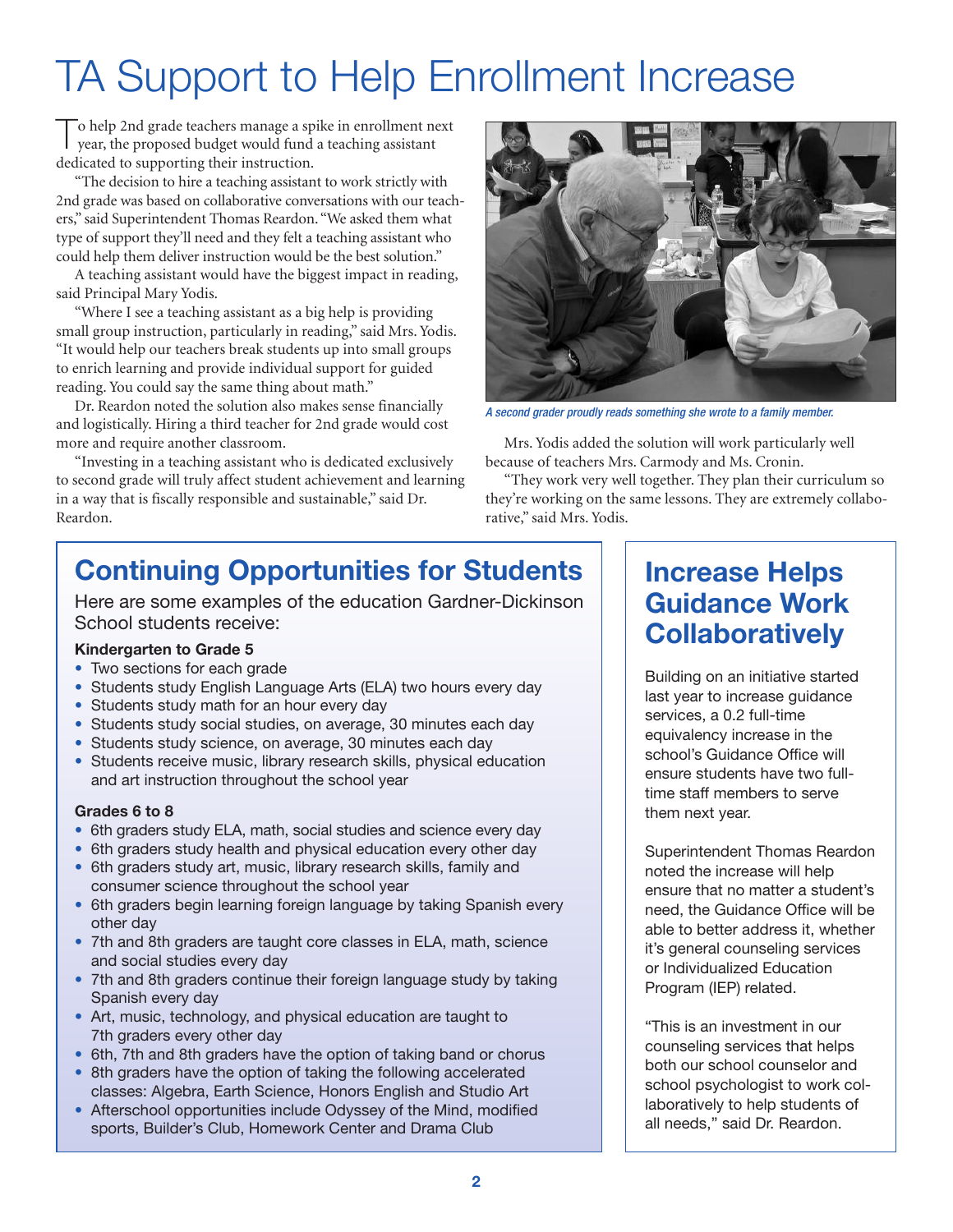# TA Support to Help Enrollment Increase

To help 2nd grade teachers manage a spike in enrollment next year, the proposed budget would fund a teaching assistant dedicated to supporting their instruction.

"The decision to hire a teaching assistant to work strictly with 2nd grade was based on collaborative conversations with our teachers," said Superintendent Thomas Reardon. "We asked them what type of support they'll need and they felt a teaching assistant who could help them deliver instruction would be the best solution."

A teaching assistant would have the biggest impact in reading, said Principal Mary Yodis.

"Where I see a teaching assistant as a big help is providing small group instruction, particularly in reading," said Mrs. Yodis. "It would help our teachers break students up into small groups to enrich learning and provide individual support for guided reading. You could say the same thing about math."

Dr. Reardon noted the solution also makes sense financially and logistically. Hiring a third teacher for 2nd grade would cost more and require another classroom.

"Investing in a teaching assistant who is dedicated exclusively to second grade will truly affect student achievement and learning in a way that is fiscally responsible and sustainable," said Dr. Reardon.

*A second grader proudly reads something she wrote to a family member.*

Mrs. Yodis added the solution will work particularly well because of teachers Mrs. Carmody and Ms. Cronin.

"They work very well together. They plan their curriculum so they're working on the same lessons. They are extremely collaborative," said Mrs. Yodis.

## Continuing Opportunities for Students

Here are some examples of the education Gardner-Dickinson School students receive:

**Kindergarten to Grade 5**

- Two sections for each grade
- Students study English Language Arts (ELA) two hours every day
- Students study math for an hour every day
- Students study social studies, on average, 30 minutes each day
- Students study science, on average, 30 minutes each day
- Students receive music, library research skills, physical education and art instruction throughout the school year

**Grades 6 to 8**

- 6th graders study ELA, math, social studies and science every day
- 6th graders study health and physical education every other day
- 6th graders study art, music, library research skills, family and consumer science throughout the school year
- 6th graders begin learning foreign language by taking Spanish every other day
- 7th and 8th graders are taught core classes in ELA, math, science and social studies every day
- 7th and 8th graders continue their foreign language study by taking Spanish every day
- Art, music, technology, and physical education are taught to 7th graders every other day
- 6th, 7th and 8th graders have the option of taking band or chorus
- 8th graders have the option of taking the following accelerated classes: Algebra, Earth Science, Honors English and Studio Art
- Afterschool opportunities include Odyssey of the Mind, modified sports, Builder's Club, Homework Center and Drama Club

## Increase Helps Guidance Work Collaboratively

Building on an initiative started last year to increase guidance services, a 0.2 full-time equivalency increase in the school's Guidance Office will ensure students have two full-time staff members to serve them next year.

Superintendent Thomas Reardon noted the increase will help ensure that no matter a student's need, the Guidance Office will be able to better address it, whether it's general counseling services or Individualized Education Program (IEP) related.

"This is an investment in our counseling services that helps both our school counselor and school psychologist to work collaboratively to help students of all needs," said Dr. Reardon.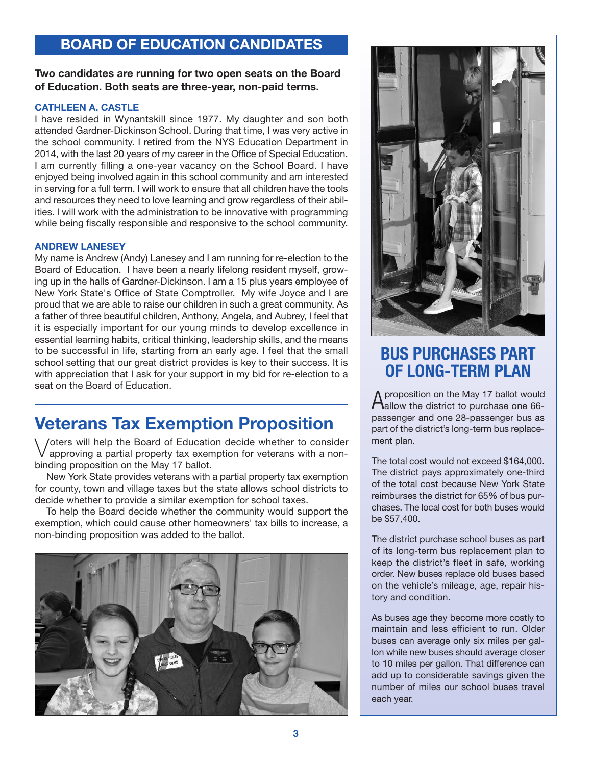## BOARD OF EDUCATION CANDIDATES

**Two candidates are running for two open seats on the Board of Education. Both seats are three-year, non-paid terms.**

### CATHLEEN A. CASTLE

I have resided in Wynantskill since 1977. My daughter and son both attended Gardner-Dickinson School. During that time, I was very active in the school community. I retired from the NYS Education Department in 2014, with the last 20 years of my career in the Office of Special Education. I am currently filling a one-year vacancy on the School Board. I have enjoyed being involved again in this school community and am interested in serving for a full term. I will work to ensure that all children have the tools and resources they need to love learning and grow regardless of their abilities. I will work with the administration to be innovative with programming while being fiscally responsible and responsive to the school community.

### ANDREW LANESEY

My name is Andrew (Andy) Lanesey and I am running for re-election to the Board of Education. I have been a nearly lifelong resident myself, growing up in the halls of Gardner-Dickinson. I am a 15 plus years employee of New York State's Office of State Comptroller. My wife Joyce and I are proud that we are able to raise our children in such a great community. As a father of three beautiful children, Anthony, Angela, and Aubrey, I feel that it is especially important for our young minds to develop excellence in essential learning habits, critical thinking, leadership skills, and the means to be successful in life, starting from an early age. I feel that the small school setting that our great district provides is key to their success. It is with appreciation that I ask for your support in my bid for re-election to a seat on the Board of Education.

## Veterans Tax Exemption Proposition

Voters will help the Board of Education decide whether to consider approving a partial property tax exemption for veterans with a non-binding proposition on the May 17 ballot.

New York State provides veterans with a partial property tax exemption for county, town and village taxes but the state allows school districts to decide whether to provide a similar exemption for school taxes.

To help the Board decide whether the community would support the exemption, which could cause other homeowners' tax bills to increase, a non-binding proposition was added to the ballot.

## BUS PURCHASES PART OF LONG-TERM PLAN

A proposition on the May 17 ballot would allow the district to purchase one 66-passenger and one 28-passenger bus as part of the district's long-term bus replacement plan.

The total cost would not exceed $164,000. The district pays approximately one-third of the total cost because New York State reimburses the district for 65% of bus purchases. The local cost for both buses would be $57,400.

The district purchase school buses as part of its long-term bus replacement plan to keep the district's fleet in safe, working order. New buses replace old buses based on the vehicle's mileage, age, repair history and condition.

As buses age they become more costly to maintain and less efficient to run. Older buses can average only six miles per gallon while new buses should average closer to 10 miles per gallon. That difference can add up to considerable savings given the number of miles our school buses travel each year.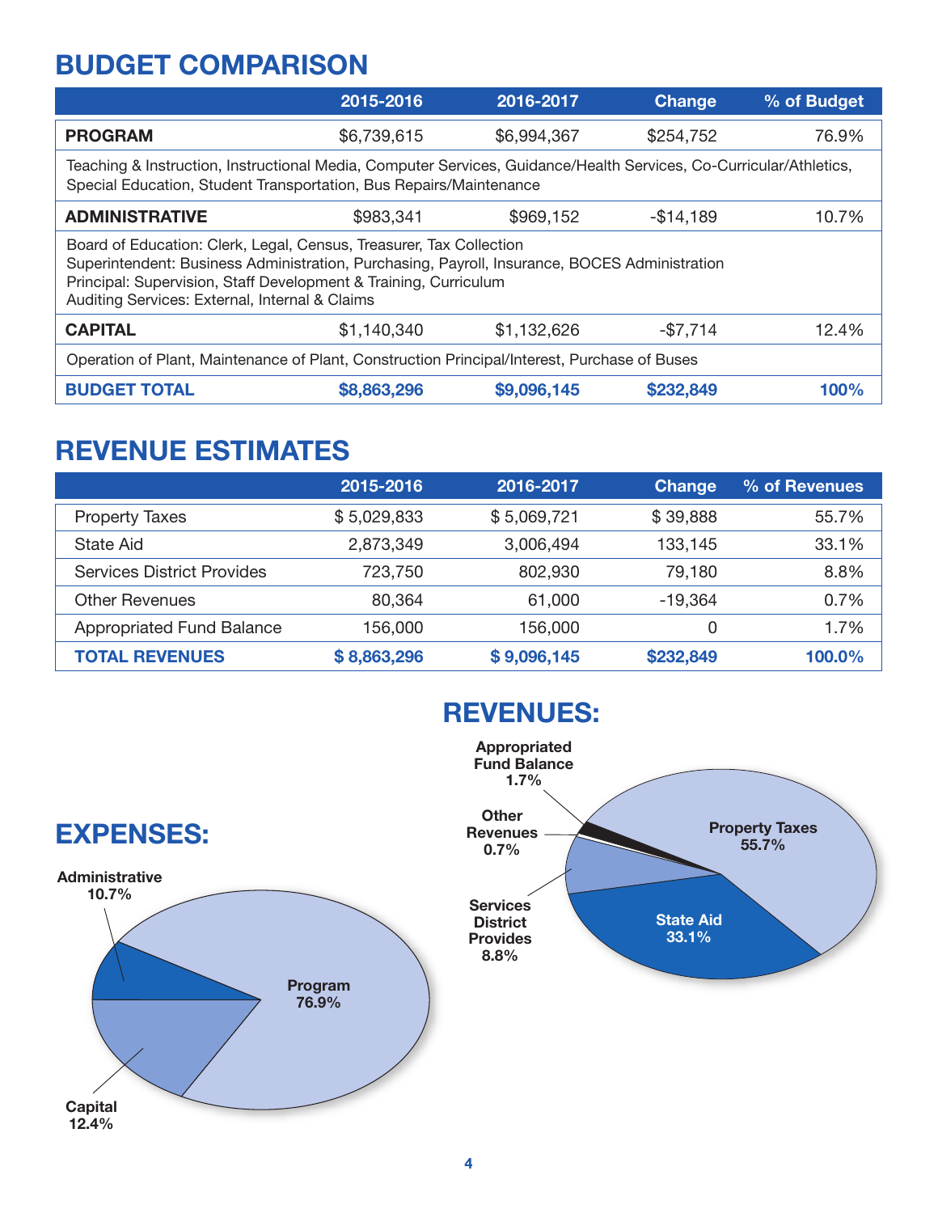## BUDGET COMPARISON

| | 2015-2016 | 2016-2017 | Change | % of Budget |
|---|---|---|---|---|
| **PROGRAM** | $6,739,615 | $6,994,367 | $254,752 | 76.9% |
| Teaching & Instruction, Instructional Media, Computer Services, Guidance/Health Services, Co-Curricular/Athletics, Special Education, Student Transportation, Bus Repairs/Maintenance | | | | |
| **ADMINISTRATIVE** | $983,341 | $969,152 | -$14,189 | 10.7% |
| Board of Education: Clerk, Legal, Census, Treasurer, Tax Collection<br>Superintendent: Business Administration, Purchasing, Payroll, Insurance, BOCES Administration<br>Principal: Supervision, Staff Development & Training, Curriculum<br>Auditing Services: External, Internal & Claims | | | | |
| **CAPITAL** | $1,140,340 | $1,132,626 | -$7,714 | 12.4% |
| Operation of Plant, Maintenance of Plant, Construction Principal/Interest, Purchase of Buses | | | | |
| **BUDGET TOTAL** | **$8,863,296** | **$9,096,145** | **$232,849** | **100%** |

## REVENUE ESTIMATES

| | 2015-2016 | 2016-2017 | Change | % of Revenues |
|---|---|---|---|---|
| Property Taxes | $ 5,029,833 | $ 5,069,721 | $ 39,888 | 55.7% |
| State Aid | 2,873,349 | 3,006,494 | 133,145 | 33.1% |
| Services District Provides | 723,750 | 802,930 | 79,180 | 8.8% |
| Other Revenues | 80,364 | 61,000 | -19,364 | 0.7% |
| Appropriated Fund Balance | 156,000 | 156,000 | 0 | 1.7% |
| **TOTAL REVENUES** | **$ 8,863,296** | **$ 9,096,145** | **$232,849** | **100.0%** |

## EXPENSES:

- Program 76.9%
- Administrative 10.7%
- Capital 12.4%

## REVENUES:

- Property Taxes 55.7%
- State Aid 33.1%
- Services District Provides 8.8%
- Other Revenues 0.7%
- Appropriated Fund Balance 1.7%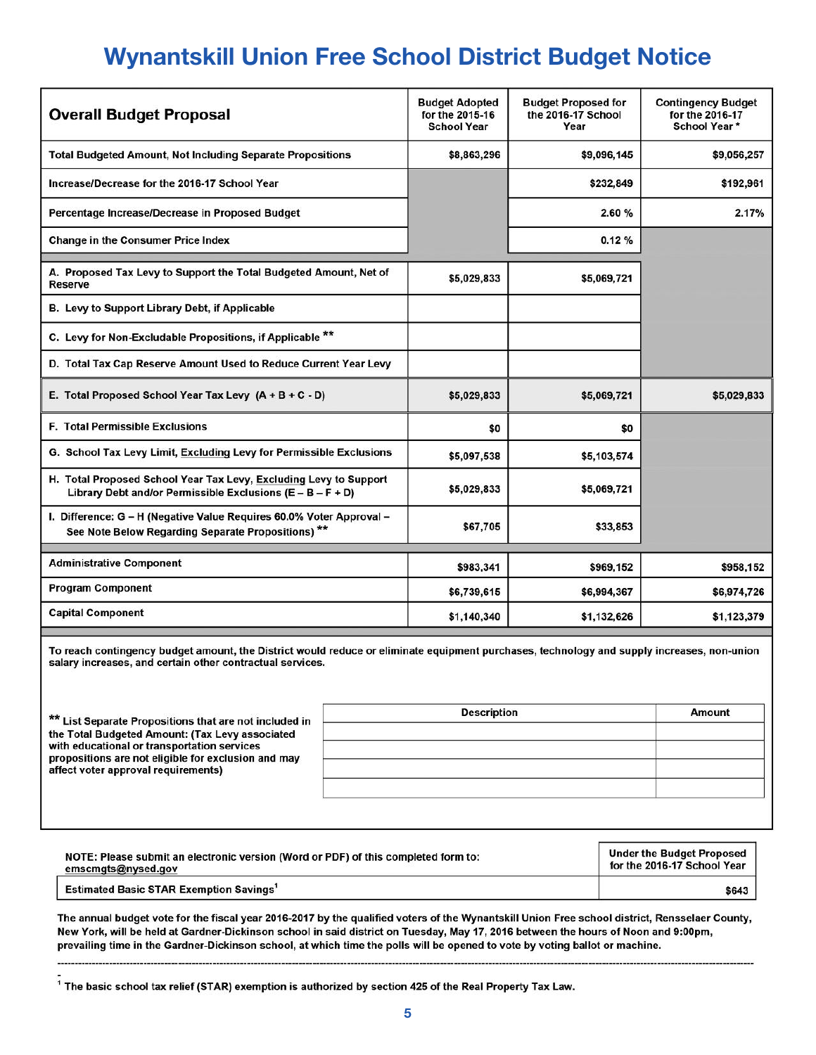# Wynantskill Union Free School District Budget Notice

| Overall Budget Proposal | Budget Adopted for the 2015-16 School Year | Budget Proposed for the 2016-17 School Year | Contingency Budget for the 2016-17 School Year * |
|---|---|---|---|
| Total Budgeted Amount, Not Including Separate Propositions | $8,863,296 | $9,096,145 | $9,056,257 |
| Increase/Decrease for the 2016-17 School Year | | $232,849 | $192,961 |
| Percentage Increase/Decrease in Proposed Budget | | 2.60 % | 2.17% |
| Change in the Consumer Price Index | | 0.12 % | |
| A. Proposed Tax Levy to Support the Total Budgeted Amount, Net of Reserve | $5,029,833 | $5,069,721 | |
| B. Levy to Support Library Debt, if Applicable | | | |
| C. Levy for Non-Excludable Propositions, if Applicable ** | | | |
| D. Total Tax Cap Reserve Amount Used to Reduce Current Year Levy | | | |
| E. Total Proposed School Year Tax Levy (A + B + C - D) | $5,029,833 | $5,069,721 | $5,029,833 |
| F. Total Permissible Exclusions | $0 | $0 | |
| G. School Tax Levy Limit, Excluding Levy for Permissible Exclusions | $5,097,538 | $5,103,574 | |
| H. Total Proposed School Year Tax Levy, Excluding Levy to Support Library Debt and/or Permissible Exclusions (E – B – F + D) | $5,029,833 | $5,069,721 | |
| I. Difference: G – H (Negative Value Requires 60.0% Voter Approval – See Note Below Regarding Separate Propositions) ** | $67,705 | $33,853 | |
| Administrative Component | $983,341 | $969,152 | $958,152 |
| Program Component | $6,739,615 | $6,994,367 | $6,974,726 |
| Capital Component | $1,140,340 | $1,132,626 | $1,123,379 |

To reach contingency budget amount, the District would reduce or eliminate equipment purchases, technology and supply increases, non-union salary increases, and certain other contractual services.

** List Separate Propositions that are not included in the Total Budgeted Amount: (Tax Levy associated with educational or transportation services propositions are not eligible for exclusion and may affect voter approval requirements)

| Description | Amount |
|---|---|
| | |
| | |
| | |
| | |

| NOTE: Please submit an electronic version (Word or PDF) of this completed form to: emscmgts@nysed.gov | Under the Budget Proposed for the 2016-17 School Year |
|---|---|
| Estimated Basic STAR Exemption Savings[1] | $643 |

The annual budget vote for the fiscal year 2016-2017 by the qualified voters of the Wynantskill Union Free school district, Rensselaer County, New York, will be held at Gardner-Dickinson school in said district on Tuesday, May 17, 2016 between the hours of Noon and 9:00pm, prevailing time in the Gardner-Dickinson school, at which time the polls will be opened to vote by voting ballot or machine.

---

[1] The basic school tax relief (STAR) exemption is authorized by section 425 of the Real Property Tax Law.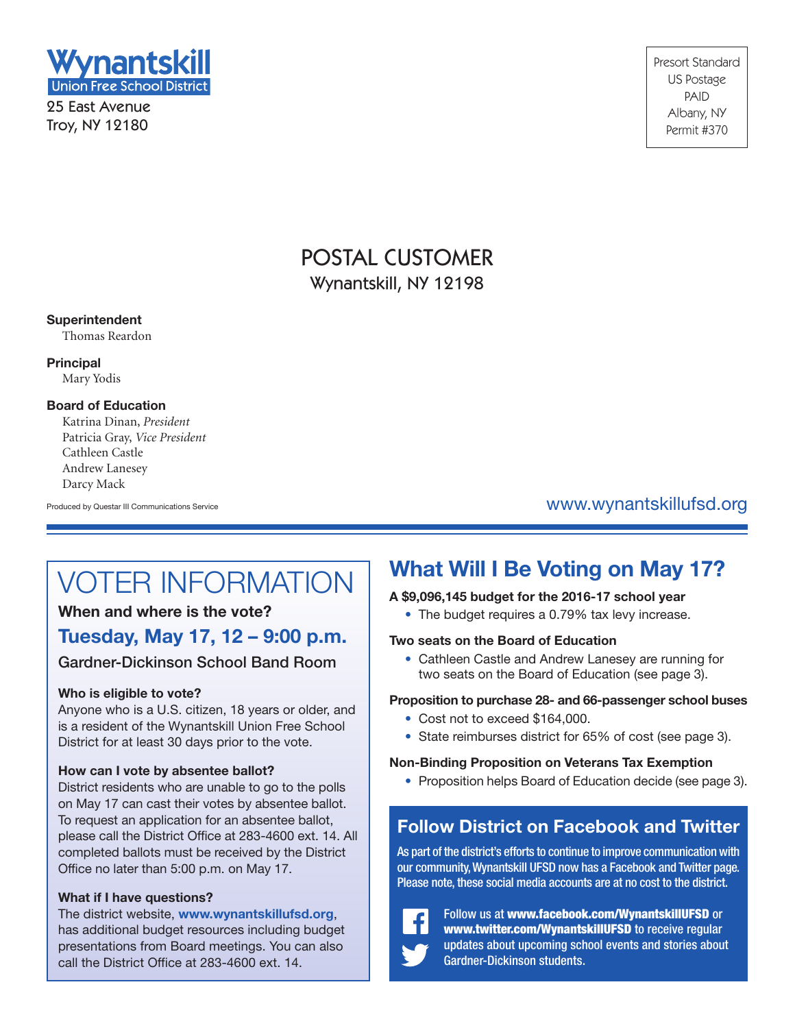# Wynantskill

Union Free School District

25 East Avenue
Troy, NY 12180

Presort Standard
US Postage
PAID
Albany, NY
Permit #370

POSTAL CUSTOMER
Wynantskill, NY 12198

**Superintendent**
Thomas Reardon

**Principal**
Mary Yodis

**Board of Education**
Katrina Dinan, *President*
Patricia Gray, *Vice President*
Cathleen Castle
Andrew Lanesey
Darcy Mack

Produced by Questar III Communications Service

www.wynantskillufsd.org

## VOTER INFORMATION

**When and where is the vote?**

### Tuesday, May 17, 12 – 9:00 p.m.

Gardner-Dickinson School Band Room

**Who is eligible to vote?**
Anyone who is a U.S. citizen, 18 years or older, and is a resident of the Wynantskill Union Free School District for at least 30 days prior to the vote.

**How can I vote by absentee ballot?**
District residents who are unable to go to the polls on May 17 can cast their votes by absentee ballot. To request an application for an absentee ballot, please call the District Office at 283-4600 ext. 14. All completed ballots must be received by the District Office no later than 5:00 p.m. on May 17.

**What if I have questions?**
The district website, **www.wynantskillufsd.org**, has additional budget resources including budget presentations from Board meetings. You can also call the District Office at 283-4600 ext. 14.

## What Will I Be Voting on May 17?

**A $9,096,145 budget for the 2016-17 school year**

- The budget requires a 0.79% tax levy increase.

**Two seats on the Board of Education**

- Cathleen Castle and Andrew Lanesey are running for two seats on the Board of Education (see page 3).

**Proposition to purchase 28- and 66-passenger school buses**

- Cost not to exceed $164,000.
- State reimburses district for 65% of cost (see page 3).

**Non-Binding Proposition on Veterans Tax Exemption**

- Proposition helps Board of Education decide (see page 3).

### Follow District on Facebook and Twitter

As part of the district's efforts to continue to improve communication with our community, Wynantskill UFSD now has a Facebook and Twitter page. Please note, these social media accounts are at no cost to the district.

Follow us at **www.facebook.com/WynantskillUFSD** or **www.twitter.com/WynantskillUFSD** to receive regular updates about upcoming school events and stories about Gardner-Dickinson students.